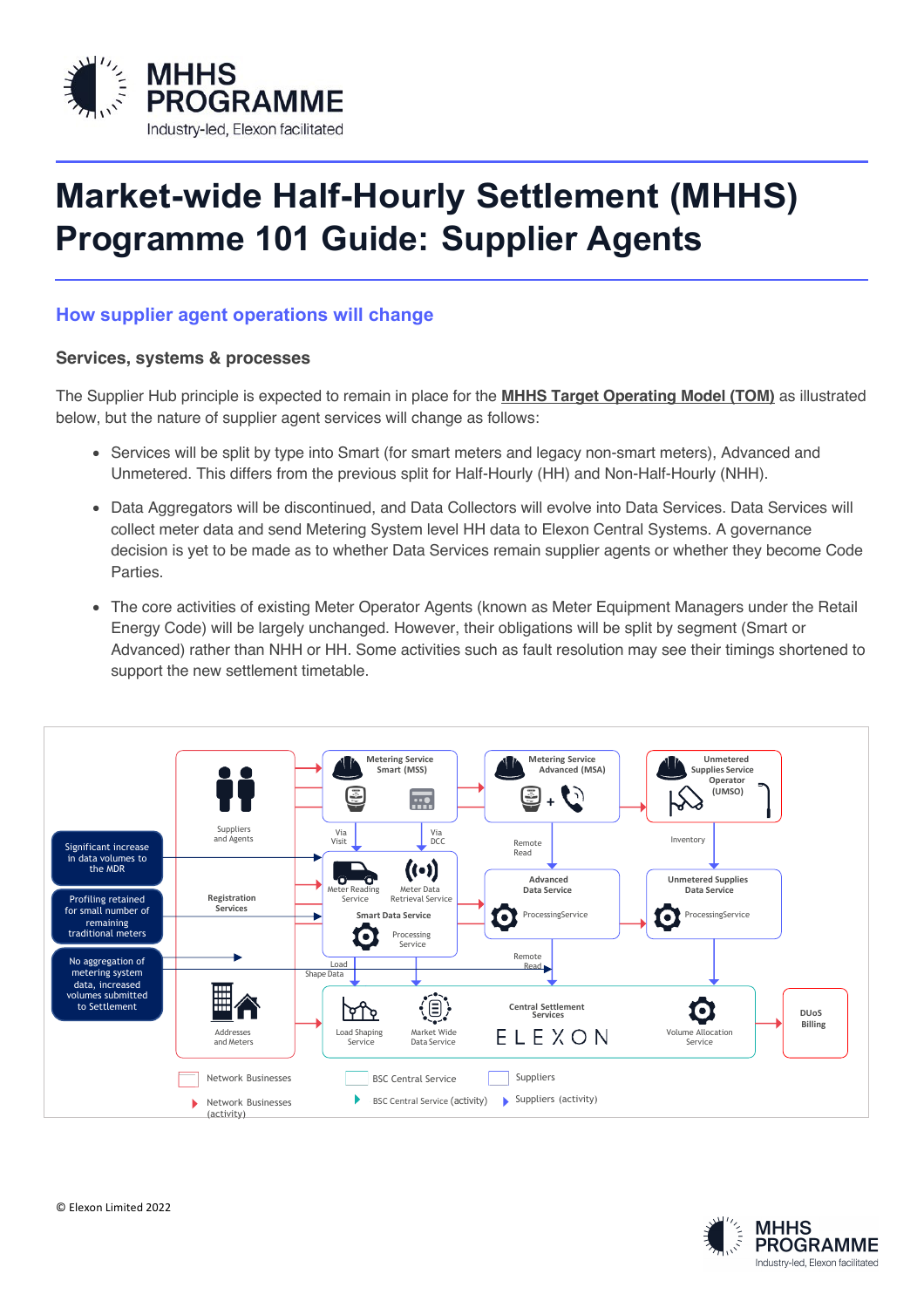# Market-wide Half-Hourly Settlement (MHHS) Programme 101 Guide: Supplier Agents

## How supplier agent operations will change

### Services, systems & processes

The Supplier Hub principle is expected to remain in place for the **MHHS Target Operating Model (TOM)** as illustrated below, but the nature of supplier agent services will change as follows:

- Services will be split by type into Smart (for smart meters and legacy non-smart meters), Advanced and Unmetered. This differs from the previous split for Half-Hourly (HH) and Non-Half-Hourly (NHH).
- Data Aggregators will be discontinued, and Data Collectors will evolve into Data Services. Data Services will collect meter data and send Metering System level HH data to Elexon Central Systems. A governance decision is yet to be made as to whether Data Services remain supplier agents or whether they become Code Parties.
- The core activities of existing Meter Operator Agents (known as Meter Equipment Managers under the Retail Energy Code) will be largely unchanged. However, their obligations will be split by segment (Smart or Advanced) rather than NHH or HH. Some activities such as fault resolution may see their timings shortened to support the new settlement timetable.

Significant increase in data volumes to the MDR

Profiling retained for small number of remaining traditional meters

No aggregation of metering system data, increased volumes submitted to Settlement

Suppliers and Agents

Registration Services

Addresses and Meters

Metering Service Smart (MSS)

Via Visit

Via DCC

Meter Reading Service

Meter Data Retrieval Service

Smart Data Service

Processing Service

Load Shape Data

Metering Service Advanced (MSA)

Remote Read

Advanced Data Service

ProcessingService

Remote Read

Unmetered Supplies Service Operator (UMSO)

Inventory

Unmetered Supplies Data Service

ProcessingService

Load Shaping Service

Market Wide Data Service

Central Settlement Services

ELEXON

Volume Allocation Service

DUoS Billing

Network Businesses

Network Businesses (activity)

BSC Central Service

BSC Central Service (activity)

Suppliers

Suppliers (activity)

© Elexon Limited 2022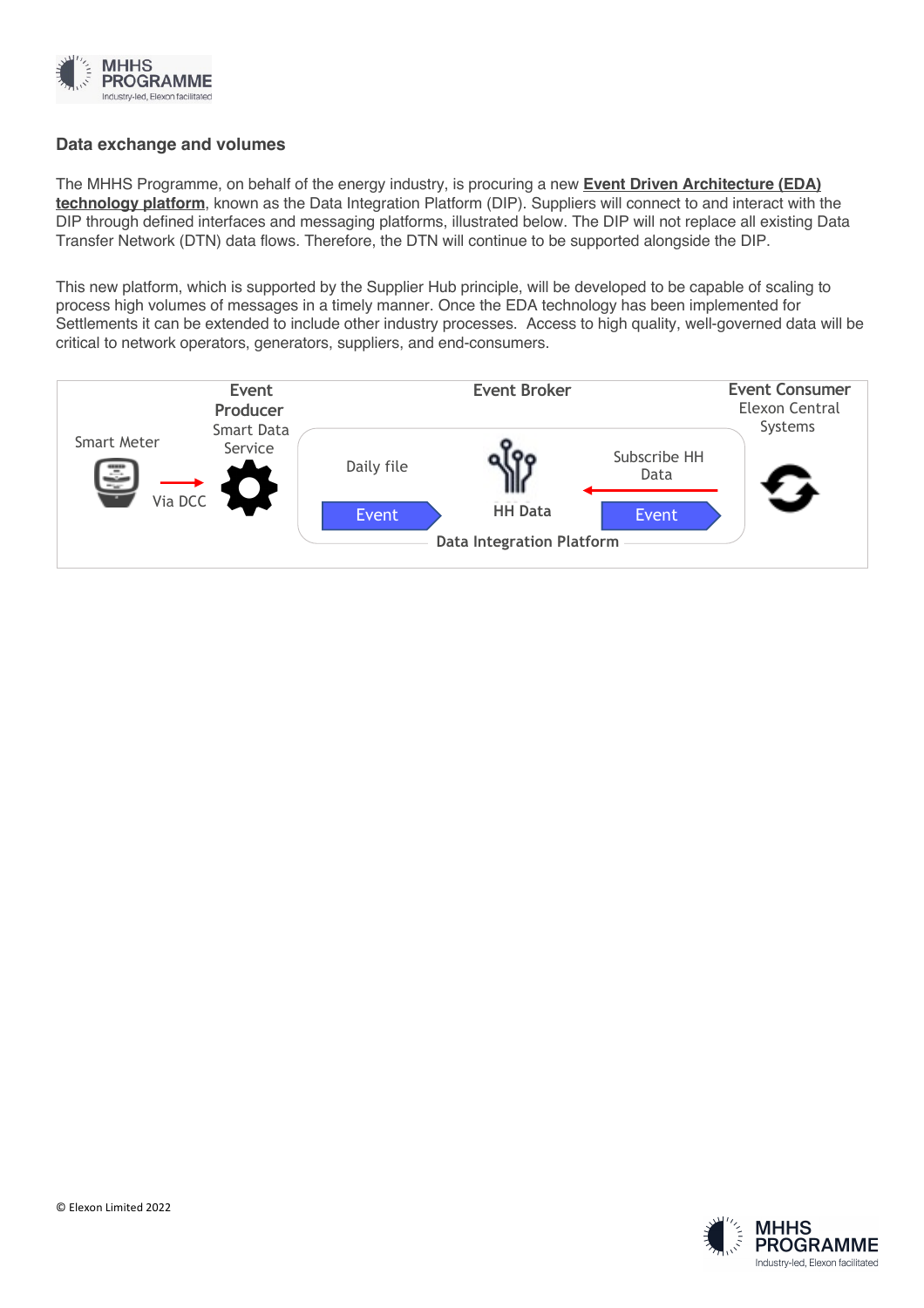## Data exchange and volumes

The MHHS Programme, on behalf of the energy industry, is procuring a new **Event Driven Architecture (EDA) technology platform**, known as the Data Integration Platform (DIP). Suppliers will connect to and interact with the DIP through defined interfaces and messaging platforms, illustrated below. The DIP will not replace all existing Data Transfer Network (DTN) data flows. Therefore, the DTN will continue to be supported alongside the DIP.

This new platform, which is supported by the Supplier Hub principle, will be developed to be capable of scaling to process high volumes of messages in a timely manner. Once the EDA technology has been implemented for Settlements it can be extended to include other industry processes. Access to high quality, well-governed data will be critical to network operators, generators, suppliers, and end-consumers.

Smart Meter

Via DCC

**Event Producer**

Smart Data Service

**Event Broker**

Daily file

Event

HH Data

Subscribe HH Data

Event

Data Integration Platform

**Event Consumer**

Elexon Central Systems

© Elexon Limited 2022